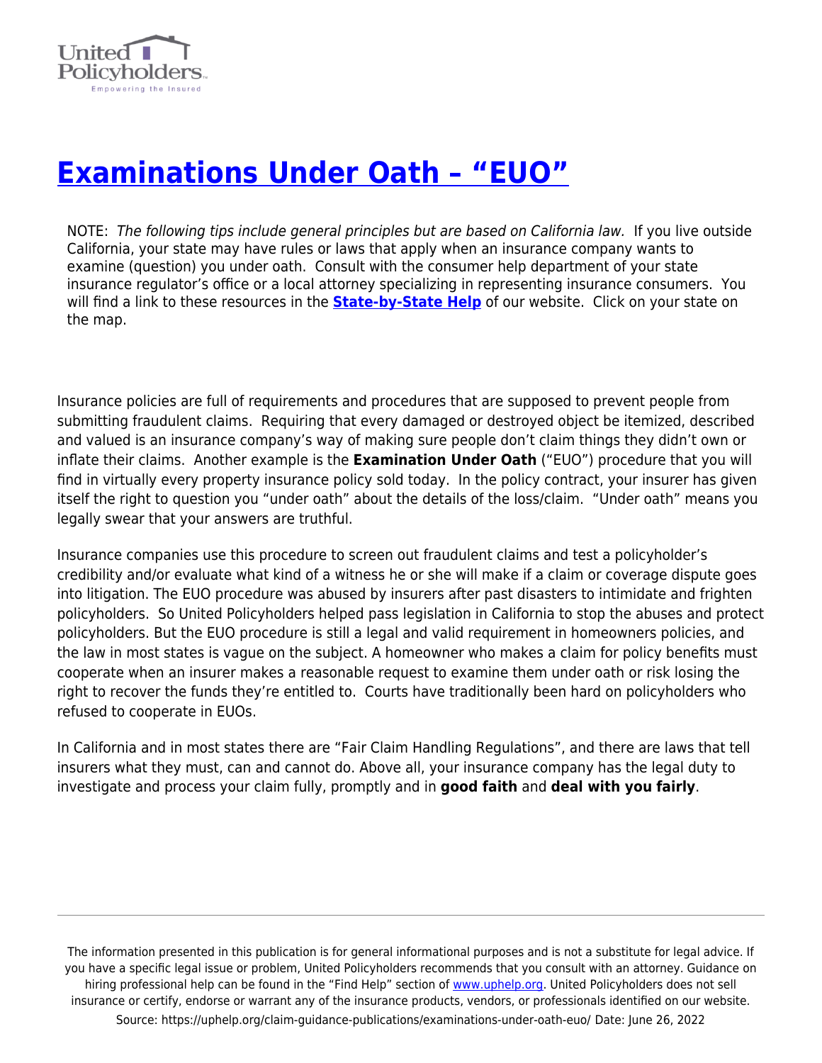# Examinations Under Oath – "EUO"

NOTE: *The following tips include general principles but are based on California law.* If you live outside California, your state may have rules or laws that apply when an insurance company wants to examine (question) you under oath. Consult with the consumer help department of your state insurance regulator's office or a local attorney specializing in representing insurance consumers. You will find a link to these resources in the **State-by-State Help** of our website. Click on your state on the map.

Insurance policies are full of requirements and procedures that are supposed to prevent people from submitting fraudulent claims. Requiring that every damaged or destroyed object be itemized, described and valued is an insurance company's way of making sure people don't claim things they didn't own or inflate their claims. Another example is the **Examination Under Oath** ("EUO") procedure that you will find in virtually every property insurance policy sold today. In the policy contract, your insurer has given itself the right to question you "under oath" about the details of the loss/claim. "Under oath" means you legally swear that your answers are truthful.

Insurance companies use this procedure to screen out fraudulent claims and test a policyholder's credibility and/or evaluate what kind of a witness he or she will make if a claim or coverage dispute goes into litigation. The EUO procedure was abused by insurers after past disasters to intimidate and frighten policyholders. So United Policyholders helped pass legislation in California to stop the abuses and protect policyholders. But the EUO procedure is still a legal and valid requirement in homeowners policies, and the law in most states is vague on the subject. A homeowner who makes a claim for policy benefits must cooperate when an insurer makes a reasonable request to examine them under oath or risk losing the right to recover the funds they're entitled to. Courts have traditionally been hard on policyholders who refused to cooperate in EUOs.

In California and in most states there are "Fair Claim Handling Regulations", and there are laws that tell insurers what they must, can and cannot do. Above all, your insurance company has the legal duty to investigate and process your claim fully, promptly and in **good faith** and **deal with you fairly**.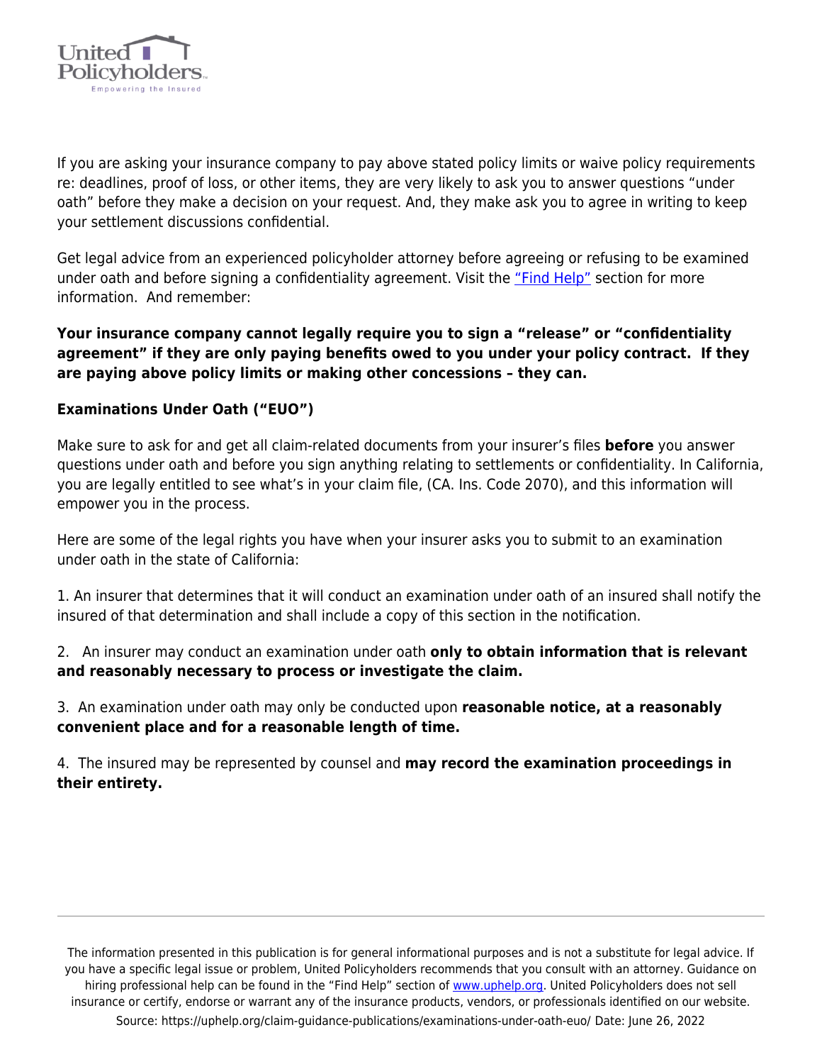If you are asking your insurance company to pay above stated policy limits or waive policy requirements re: deadlines, proof of loss, or other items, they are very likely to ask you to answer questions "under oath" before they make a decision on your request. And, they make ask you to agree in writing to keep your settlement discussions confidential.

Get legal advice from an experienced policyholder attorney before agreeing or refusing to be examined under oath and before signing a confidentiality agreement. Visit the "Find Help" section for more information. And remember:

**Your insurance company cannot legally require you to sign a "release" or "confidentiality agreement" if they are only paying benefits owed to you under your policy contract. If they are paying above policy limits or making other concessions – they can.**

**Examinations Under Oath ("EUO")**

Make sure to ask for and get all claim-related documents from your insurer's files **before** you answer questions under oath and before you sign anything relating to settlements or confidentiality. In California, you are legally entitled to see what's in your claim file, (CA. Ins. Code 2070), and this information will empower you in the process.

Here are some of the legal rights you have when your insurer asks you to submit to an examination under oath in the state of California:

1. An insurer that determines that it will conduct an examination under oath of an insured shall notify the insured of that determination and shall include a copy of this section in the notification.

2. An insurer may conduct an examination under oath **only to obtain information that is relevant and reasonably necessary to process or investigate the claim.**

3. An examination under oath may only be conducted upon **reasonable notice, at a reasonably convenient place and for a reasonable length of time.**

4. The insured may be represented by counsel and **may record the examination proceedings in their entirety.**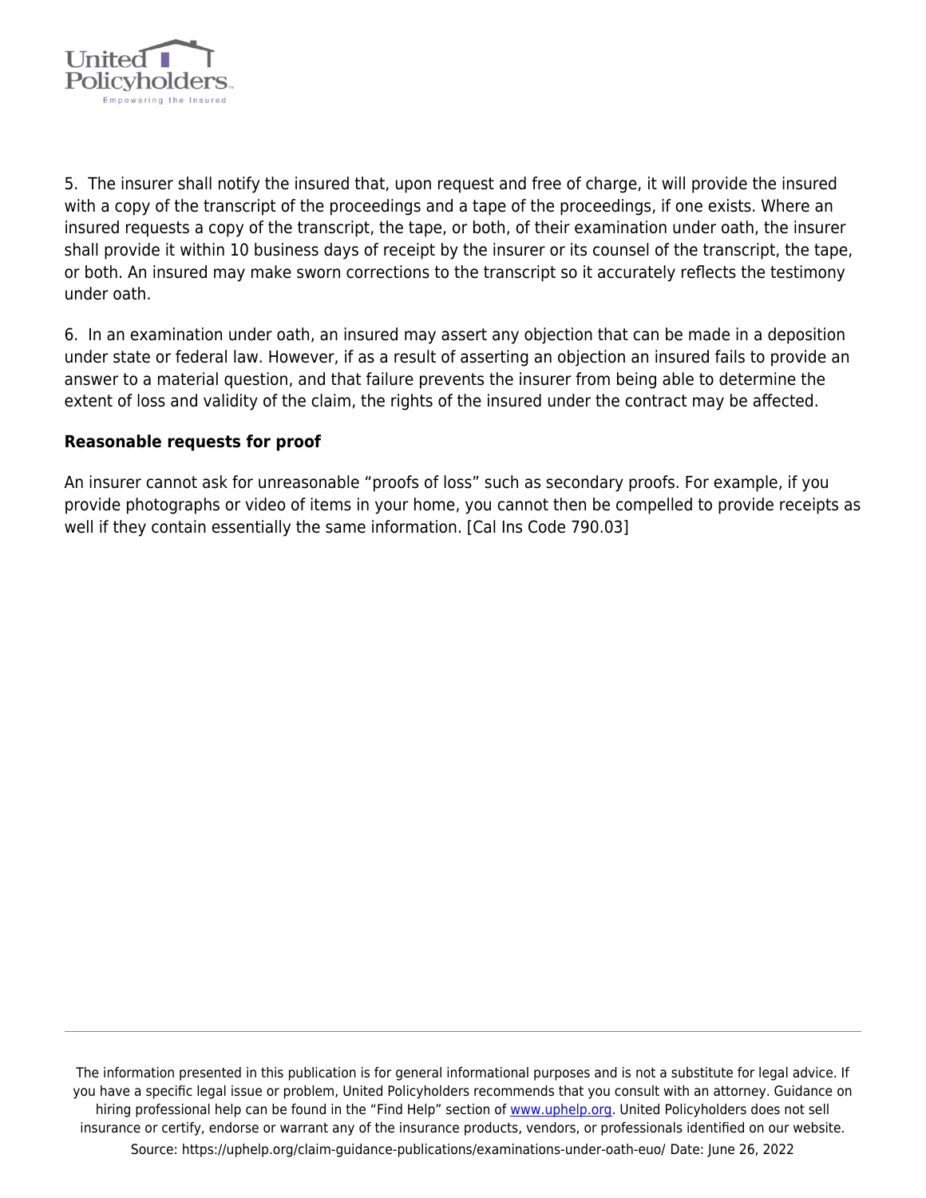5. The insurer shall notify the insured that, upon request and free of charge, it will provide the insured with a copy of the transcript of the proceedings and a tape of the proceedings, if one exists. Where an insured requests a copy of the transcript, the tape, or both, of their examination under oath, the insurer shall provide it within 10 business days of receipt by the insurer or its counsel of the transcript, the tape, or both. An insured may make sworn corrections to the transcript so it accurately reflects the testimony under oath.

6. In an examination under oath, an insured may assert any objection that can be made in a deposition under state or federal law. However, if as a result of asserting an objection an insured fails to provide an answer to a material question, and that failure prevents the insurer from being able to determine the extent of loss and validity of the claim, the rights of the insured under the contract may be affected.

**Reasonable requests for proof**

An insurer cannot ask for unreasonable "proofs of loss" such as secondary proofs. For example, if you provide photographs or video of items in your home, you cannot then be compelled to provide receipts as well if they contain essentially the same information. [Cal Ins Code 790.03]

---

The information presented in this publication is for general informational purposes and is not a substitute for legal advice. If you have a specific legal issue or problem, United Policyholders recommends that you consult with an attorney. Guidance on hiring professional help can be found in the "Find Help" section of www.uphelp.org. United Policyholders does not sell insurance or certify, endorse or warrant any of the insurance products, vendors, or professionals identified on our website.

Source: https://uphelp.org/claim-guidance-publications/examinations-under-oath-euo/ Date: June 26, 2022